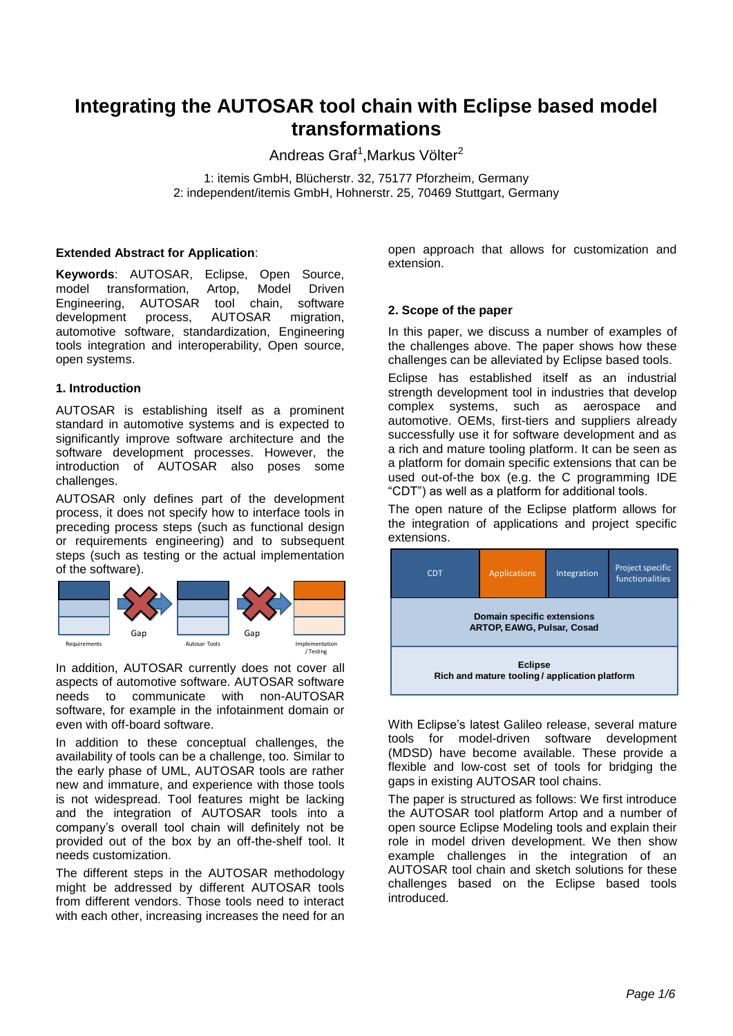# Integrating the AUTOSAR tool chain with Eclipse based model transformations

Andreas Graf[1], Markus Völter[2]

1: itemis GmbH, Blücherstr. 32, 75177 Pforzheim, Germany
2: independent/itemis GmbH, Hohnerstr. 25, 70469 Stuttgart, Germany

**Extended Abstract for Application**:

**Keywords**: AUTOSAR, Eclipse, Open Source, model transformation, Artop, Model Driven Engineering, AUTOSAR tool chain, software development process, AUTOSAR migration, automotive software, standardization, Engineering tools integration and interoperability, Open source, open systems.

### 1. Introduction

AUTOSAR is establishing itself as a prominent standard in automotive systems and is expected to significantly improve software architecture and the software development processes. However, the introduction of AUTOSAR also poses some challenges.

AUTOSAR only defines part of the development process, it does not specify how to interface tools in preceding process steps (such as functional design or requirements engineering) and to subsequent steps (such as testing or the actual implementation of the software).

Requirements
Gap
Autosar Tools
Gap
Implementation / Testing

In addition, AUTOSAR currently does not cover all aspects of automotive software. AUTOSAR software needs to communicate with non-AUTOSAR software, for example in the infotainment domain or even with off-board software.

In addition to these conceptual challenges, the availability of tools can be a challenge, too. Similar to the early phase of UML, AUTOSAR tools are rather new and immature, and experience with those tools is not widespread. Tool features might be lacking and the integration of AUTOSAR tools into a company's overall tool chain will definitely not be provided out of the box by an off-the-shelf tool. It needs customization.

The different steps in the AUTOSAR methodology might be addressed by different AUTOSAR tools from different vendors. Those tools need to interact with each other, increasing increases the need for an open approach that allows for customization and extension.

### 2. Scope of the paper

In this paper, we discuss a number of examples of the challenges above. The paper shows how these challenges can be alleviated by Eclipse based tools.

Eclipse has established itself as an industrial strength development tool in industries that develop complex systems, such as aerospace and automotive. OEMs, first-tiers and suppliers already successfully use it for software development and as a rich and mature tooling platform. It can be seen as a platform for domain specific extensions that can be used out-of-the box (e.g. the C programming IDE "CDT") as well as a platform for additional tools.

The open nature of the Eclipse platform allows for the integration of applications and project specific extensions.

CDT
Applications
Integration
Project specific functionalities
**Domain specific extensions**
**ARTOP, EAWG, Pulsar, Cosad**
**Eclipse**
**Rich and mature tooling / application platform**

With Eclipse's latest Galileo release, several mature tools for model-driven software development (MDSD) have become available. These provide a flexible and low-cost set of tools for bridging the gaps in existing AUTOSAR tool chains.

The paper is structured as follows: We first introduce the AUTOSAR tool platform Artop and a number of open source Eclipse Modeling tools and explain their role in model driven development. We then show example challenges in the integration of an AUTOSAR tool chain and sketch solutions for these challenges based on the Eclipse based tools introduced.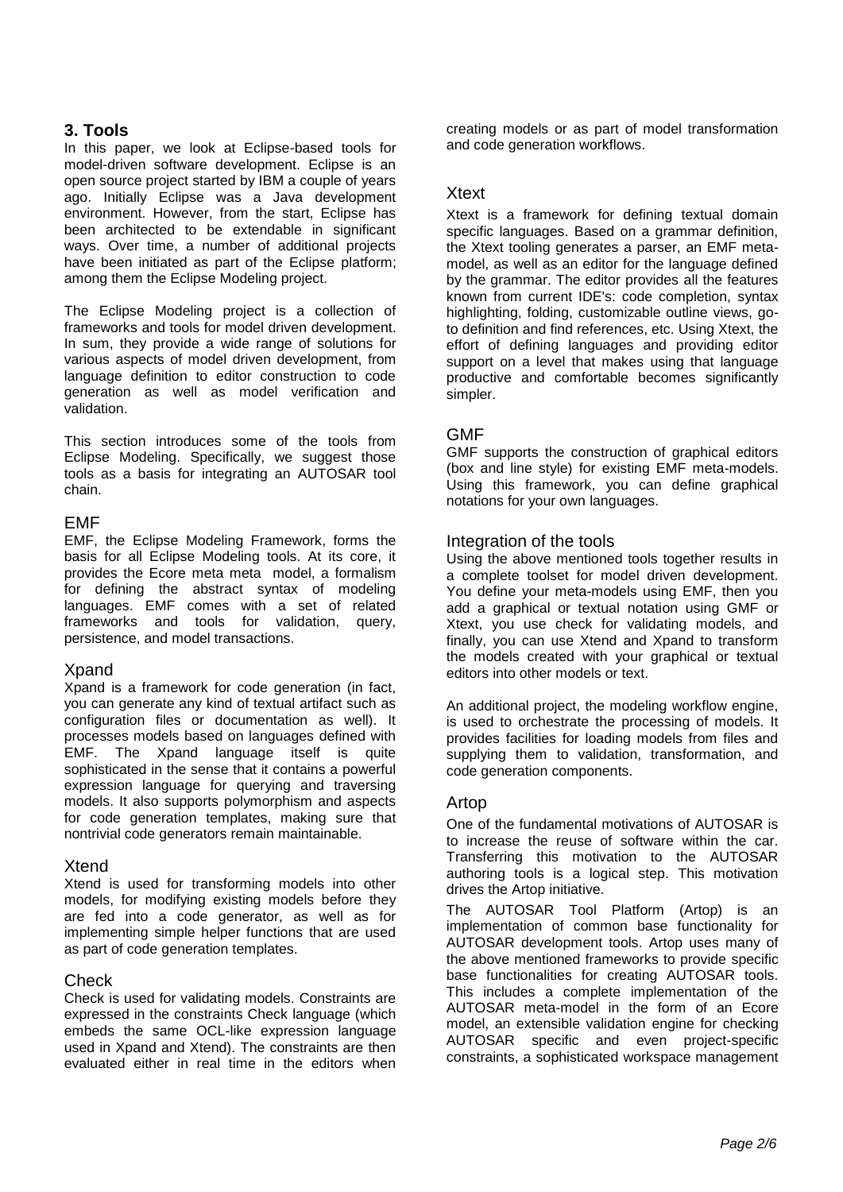## 3. Tools

In this paper, we look at Eclipse-based tools for model-driven software development. Eclipse is an open source project started by IBM a couple of years ago. Initially Eclipse was a Java development environment. However, from the start, Eclipse has been architected to be extendable in significant ways. Over time, a number of additional projects have been initiated as part of the Eclipse platform; among them the Eclipse Modeling project.

The Eclipse Modeling project is a collection of frameworks and tools for model driven development. In sum, they provide a wide range of solutions for various aspects of model driven development, from language definition to editor construction to code generation as well as model verification and validation.

This section introduces some of the tools from Eclipse Modeling. Specifically, we suggest those tools as a basis for integrating an AUTOSAR tool chain.

### EMF

EMF, the Eclipse Modeling Framework, forms the basis for all Eclipse Modeling tools. At its core, it provides the Ecore meta meta model, a formalism for defining the abstract syntax of modeling languages. EMF comes with a set of related frameworks and tools for validation, query, persistence, and model transactions.

### Xpand

Xpand is a framework for code generation (in fact, you can generate any kind of textual artifact such as configuration files or documentation as well). It processes models based on languages defined with EMF. The Xpand language itself is quite sophisticated in the sense that it contains a powerful expression language for querying and traversing models. It also supports polymorphism and aspects for code generation templates, making sure that nontrivial code generators remain maintainable.

### Xtend

Xtend is used for transforming models into other models, for modifying existing models before they are fed into a code generator, as well as for implementing simple helper functions that are used as part of code generation templates.

### Check

Check is used for validating models. Constraints are expressed in the constraints Check language (which embeds the same OCL-like expression language used in Xpand and Xtend). The constraints are then evaluated either in real time in the editors when creating models or as part of model transformation and code generation workflows.

### Xtext

Xtext is a framework for defining textual domain specific languages. Based on a grammar definition, the Xtext tooling generates a parser, an EMF meta-model, as well as an editor for the language defined by the grammar. The editor provides all the features known from current IDE's: code completion, syntax highlighting, folding, customizable outline views, go-to definition and find references, etc. Using Xtext, the effort of defining languages and providing editor support on a level that makes using that language productive and comfortable becomes significantly simpler.

### GMF

GMF supports the construction of graphical editors (box and line style) for existing EMF meta-models. Using this framework, you can define graphical notations for your own languages.

### Integration of the tools

Using the above mentioned tools together results in a complete toolset for model driven development. You define your meta-models using EMF, then you add a graphical or textual notation using GMF or Xtext, you use check for validating models, and finally, you can use Xtend and Xpand to transform the models created with your graphical or textual editors into other models or text.

An additional project, the modeling workflow engine, is used to orchestrate the processing of models. It provides facilities for loading models from files and supplying them to validation, transformation, and code generation components.

### Artop

One of the fundamental motivations of AUTOSAR is to increase the reuse of software within the car. Transferring this motivation to the AUTOSAR authoring tools is a logical step. This motivation drives the Artop initiative.

The AUTOSAR Tool Platform (Artop) is an implementation of common base functionality for AUTOSAR development tools. Artop uses many of the above mentioned frameworks to provide specific base functionalities for creating AUTOSAR tools. This includes a complete implementation of the AUTOSAR meta-model in the form of an Ecore model, an extensible validation engine for checking AUTOSAR specific and even project-specific constraints, a sophisticated workspace management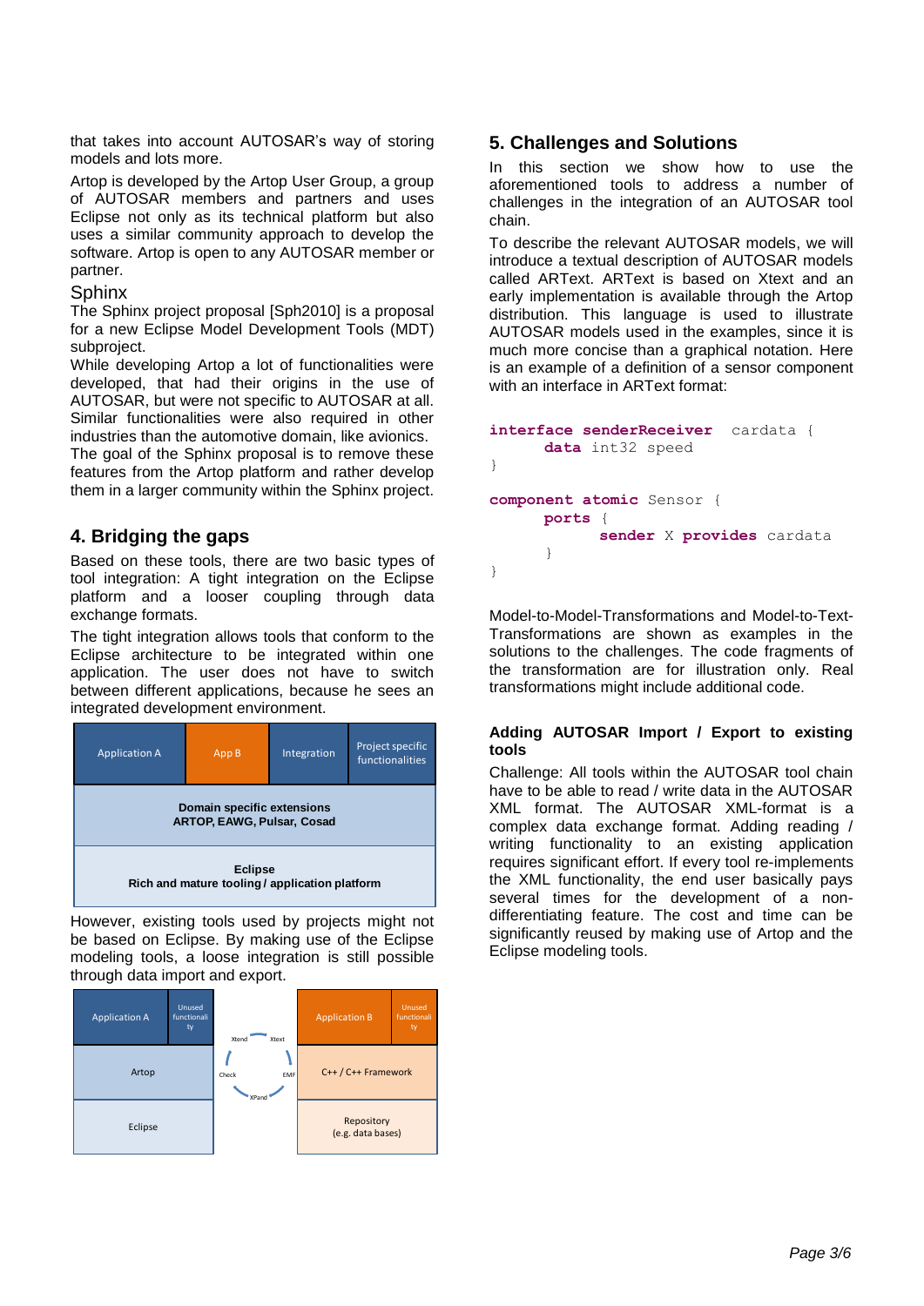that takes into account AUTOSAR's way of storing models and lots more.

Artop is developed by the Artop User Group, a group of AUTOSAR members and partners and uses Eclipse not only as its technical platform but also uses a similar community approach to develop the software. Artop is open to any AUTOSAR member or partner.

### Sphinx

The Sphinx project proposal [Sph2010] is a proposal for a new Eclipse Model Development Tools (MDT) subproject.

While developing Artop a lot of functionalities were developed, that had their origins in the use of AUTOSAR, but were not specific to AUTOSAR at all. Similar functionalities were also required in other industries than the automotive domain, like avionics.

The goal of the Sphinx proposal is to remove these features from the Artop platform and rather develop them in a larger community within the Sphinx project.

## 4. Bridging the gaps

Based on these tools, there are two basic types of tool integration: A tight integration on the Eclipse platform and a looser coupling through data exchange formats.

The tight integration allows tools that conform to the Eclipse architecture to be integrated within one application. The user does not have to switch between different applications, because he sees an integrated development environment.

Application A
App B
Integration
Project specific functionalities
**Domain specific extensions**
**ARTOP, EAWG, Pulsar, Cosad**
**Eclipse**
**Rich and mature tooling / application platform**

However, existing tools used by projects might not be based on Eclipse. By making use of the Eclipse modeling tools, a loose integration is still possible through data import and export.

Application A
Unused functionality
Artop
Eclipse
Xtend
Xtext
Check
EMF
XPand
Application B
Unused functionality
C++ / C++ Framework
Repository
(e.g. data bases)

## 5. Challenges and Solutions

In this section we show how to use the aforementioned tools to address a number of challenges in the integration of an AUTOSAR tool chain.

To describe the relevant AUTOSAR models, we will introduce a textual description of AUTOSAR models called ARText. ARText is based on Xtext and an early implementation is available through the Artop distribution. This language is used to illustrate AUTOSAR models used in the examples, since it is much more concise than a graphical notation. Here is an example of a definition of a sensor component with an interface in ARText format:

```
interface senderReceiver  cardata {
      data int32 speed
}

component atomic Sensor {
      ports {
            sender X provides cardata
      }
}
```

Model-to-Model-Transformations and Model-to-Text-Transformations are shown as examples in the solutions to the challenges. The code fragments of the transformation are for illustration only. Real transformations might include additional code.

### Adding AUTOSAR Import / Export to existing tools

Challenge: All tools within the AUTOSAR tool chain have to be able to read / write data in the AUTOSAR XML format. The AUTOSAR XML-format is a complex data exchange format. Adding reading / writing functionality to an existing application requires significant effort. If every tool re-implements the XML functionality, the end user basically pays several times for the development of a non-differentiating feature. The cost and time can be significantly reused by making use of Artop and the Eclipse modeling tools.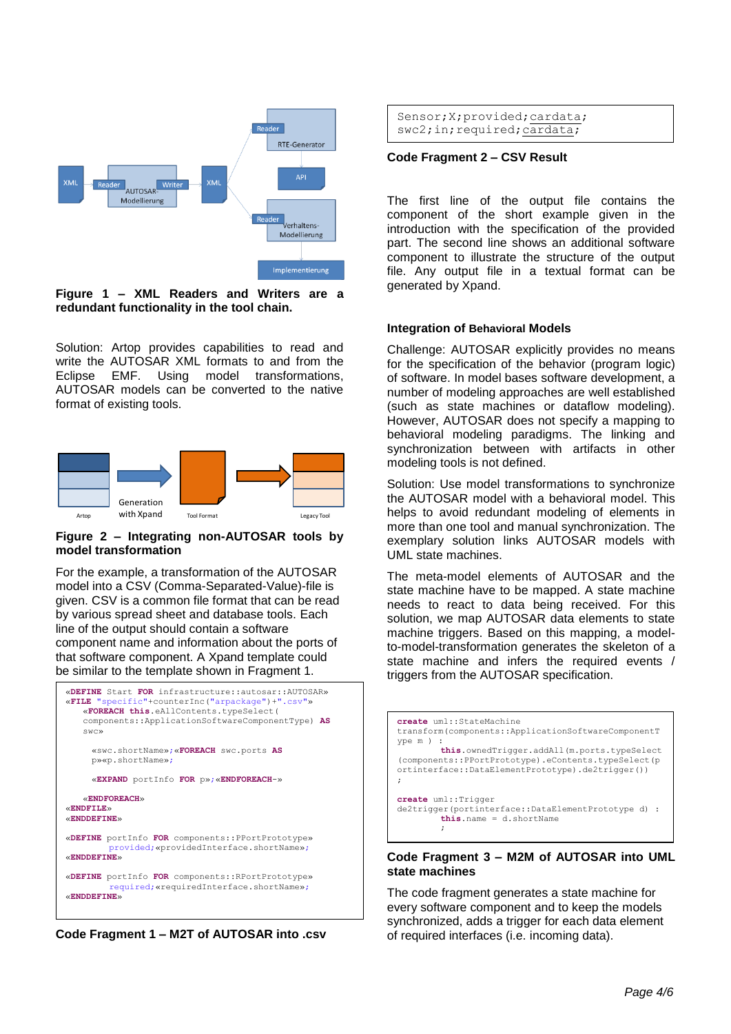XML

Reader

AUTOSAR-Modellierung

Writer

XML

Reader

RTE-Generator

API

Reader

Verhaltens-Modellierung

Implementierung

**Figure 1 – XML Readers and Writers are a redundant functionality in the tool chain.**

Solution: Artop provides capabilities to read and write the AUTOSAR XML formats to and from the Eclipse EMF. Using model transformations, AUTOSAR models can be converted to the native format of existing tools.

Artop

Generation with Xpand

Tool Format

Legacy Tool

**Figure 2 – Integrating non-AUTOSAR tools by model transformation**

For the example, a transformation of the AUTOSAR model into a CSV (Comma-Separated-Value)-file is given. CSV is a common file format that can be read by various spread sheet and database tools. Each line of the output should contain a software component name and information about the ports of that software component. A Xpand template could be similar to the template shown in Fragment 1.

```
«DEFINE Start FOR infrastructure::autosar::AUTOSAR»
«FILE "specific"+counterInc("arpackage")+".csv"»
   «FOREACH this.eAllContents.typeSelect(
   components::ApplicationSoftwareComponentType) AS
   swc»

     «swc.shortName»;«FOREACH swc.ports AS
     p»«p.shortName»;

     «EXPAND portInfo FOR p»;«ENDFOREACH-»

   «ENDFOREACH»
«ENDFILE»
«ENDDEFINE»

«DEFINE portInfo FOR components::PPortPrototype»
     provided;«providedInterface.shortName»;
«ENDDEFINE»

«DEFINE portInfo FOR components::RPortPrototype»
     required;«requiredInterface.shortName»;
«ENDDEFINE»
```

**Code Fragment 1 – M2T of AUTOSAR into .csv**

```
Sensor;X;provided;cardata;
swc2;in;required;cardata;
```

**Code Fragment 2 – CSV Result**

The first line of the output file contains the component of the short example given in the introduction with the specification of the provided part. The second line shows an additional software component to illustrate the structure of the output file. Any output file in a textual format can be generated by Xpand.

### Integration of Behavioral Models

Challenge: AUTOSAR explicitly provides no means for the specification of the behavior (program logic) of software. In model bases software development, a number of modeling approaches are well established (such as state machines or dataflow modeling). However, AUTOSAR does not specify a mapping to behavioral modeling paradigms. The linking and synchronization between with artifacts in other modeling tools is not defined.

Solution: Use model transformations to synchronize the AUTOSAR model with a behavioral model. This helps to avoid redundant modeling of elements in more than one tool and manual synchronization. The exemplary solution links AUTOSAR models with UML state machines.

The meta-model elements of AUTOSAR and the state machine have to be mapped. A state machine needs to react to data being received. For this solution, we map AUTOSAR data elements to state machine triggers. Based on this mapping, a model-to-model-transformation generates the skeleton of a state machine and infers the required events / triggers from the AUTOSAR specification.

```
create uml::StateMachine
transform(components::ApplicationSoftwareComponentT
ype m ) :
        this.ownedTrigger.addAll(m.ports.typeSelect
(components::PPortPrototype).eContents.typeSelect(p
ortinterface::DataElementPrototype).de2trigger())
;

create uml::Trigger
de2trigger(portinterface::DataElementPrototype d) :
        this.name = d.shortName
        ;
```

**Code Fragment 3 – M2M of AUTOSAR into UML state machines**

The code fragment generates a state machine for every software component and to keep the models synchronized, adds a trigger for each data element of required interfaces (i.e. incoming data).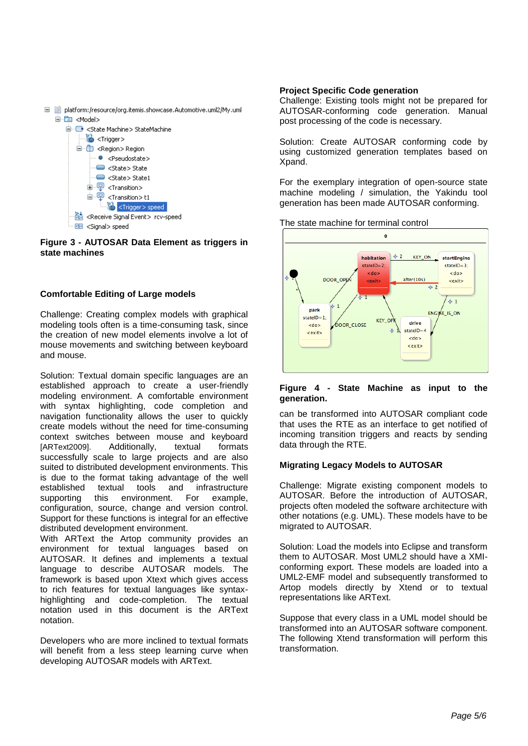platform:/resource/org.itemis.showcase.Automotive.uml2/My.uml
<Model>
<State Machine> StateMachine
<Trigger>
<Region> Region
<Pseudostate>
<State> State
<State> State1
<Transition>
<Transition> t1
<Trigger> speed
<Receive Signal Event> rcv-speed
<Signal> speed

**Figure 3 - AUTOSAR Data Element as triggers in state machines**

### Comfortable Editing of Large models

Challenge: Creating complex models with graphical modeling tools often is a time-consuming task, since the creation of new model elements involve a lot of mouse movements and switching between keyboard and mouse.

Solution: Textual domain specific languages are an established approach to create a user-friendly modeling environment. A comfortable environment with syntax highlighting, code completion and navigation functionality allows the user to quickly create models without the need for time-consuming context switches between mouse and keyboard [ARText2009]. Additionally, textual formats successfully scale to large projects and are also suited to distributed development environments. This is due to the format taking advantage of the well established textual tools and infrastructure supporting this environment. For example, configuration, source, change and version control. Support for these functions is integral for an effective distributed development environment.
With ARText the Artop community provides an environment for textual languages based on AUTOSAR. It defines and implements a textual language to describe AUTOSAR models. The framework is based upon Xtext which gives access to rich features for textual languages like syntax-highlighting and code-completion. The textual notation used in this document is the ARText notation.

Developers who are more inclined to textual formats will benefit from a less steep learning curve when developing AUTOSAR models with ARText.

### Project Specific Code generation

Challenge: Existing tools might not be prepared for AUTOSAR-conforming code generation. Manual post processing of the code is necessary.

Solution: Create AUTOSAR conforming code by using customized generation templates based on Xpand.

For the exemplary integration of open-source state machine modeling / simulation, the Yakindu tool generation has been made AUTOSAR conforming.

The state machine for terminal control

0
habitation stateID=2; <do> <exit>
startEngine stateID=3; <do> <exit>
park stateID=1; <do> <exit>
drive stateID=4 <do> <exit>
KEY_ON
DOOR_OPEN
after(10s)
DOOR_CLOSE
KEY_OFF
ENGINE_IS_ON
2
2
1
1
1
1

**Figure 4 - State Machine as input to the generation.**

can be transformed into AUTOSAR compliant code that uses the RTE as an interface to get notified of incoming transition triggers and reacts by sending data through the RTE.

### Migrating Legacy Models to AUTOSAR

Challenge: Migrate existing component models to AUTOSAR. Before the introduction of AUTOSAR, projects often modeled the software architecture with other notations (e.g. UML). These models have to be migrated to AUTOSAR.

Solution: Load the models into Eclipse and transform them to AUTOSAR. Most UML2 should have a XMI-conforming export. These models are loaded into a UML2-EMF model and subsequently transformed to Artop models directly by Xtend or to textual representations like ARText.

Suppose that every class in a UML model should be transformed into an AUTOSAR software component. The following Xtend transformation will perform this transformation.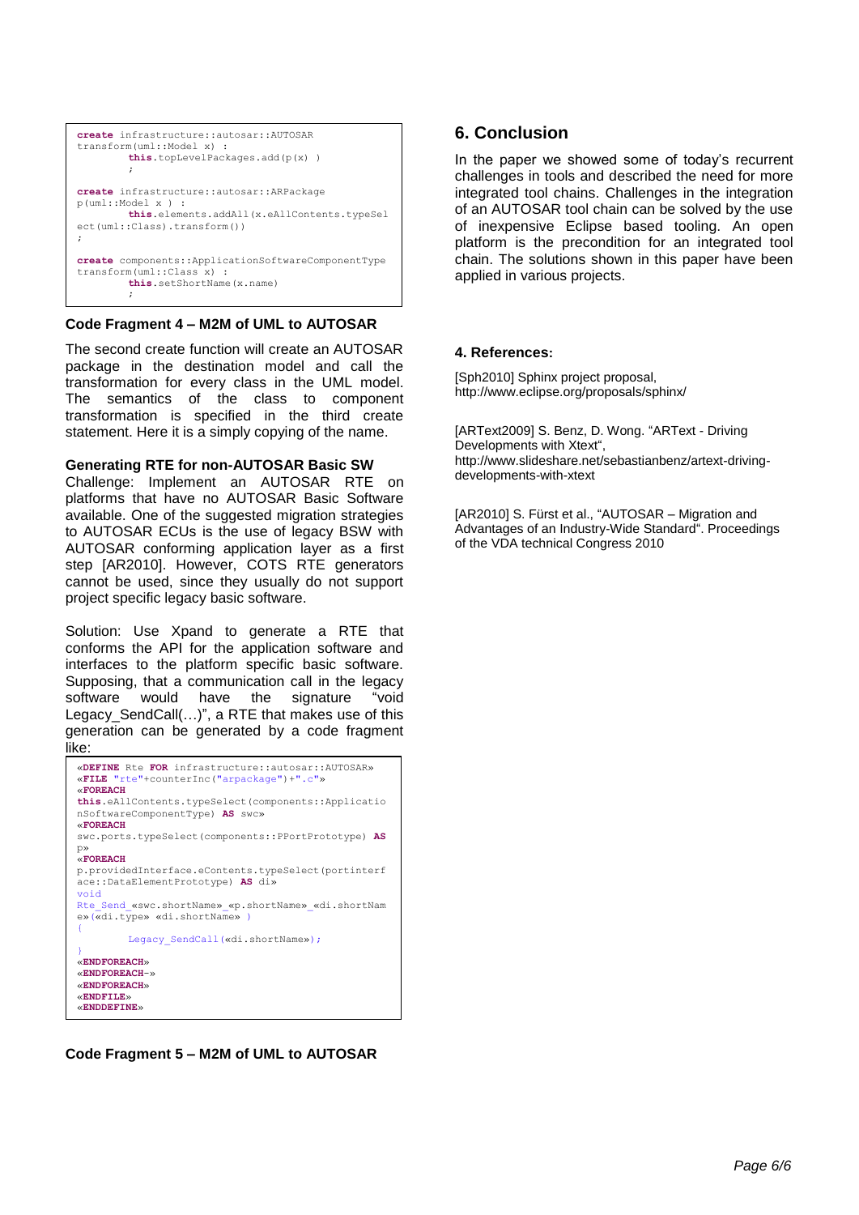```
create infrastructure::autosar::AUTOSAR
transform(uml::Model x) :
        this.topLevelPackages.add(p(x) )
        ;

create infrastructure::autosar::ARPackage
p(uml::Model x ) :
        this.elements.addAll(x.eAllContents.typeSelect(uml::Class).transform())
;

create components::ApplicationSoftwareComponentType
transform(uml::Class x) :
        this.setShortName(x.name)
        ;
```

**Code Fragment 4 – M2M of UML to AUTOSAR**

The second create function will create an AUTOSAR package in the destination model and call the transformation for every class in the UML model. The semantics of the class to component transformation is specified in the third create statement. Here it is a simply copying of the name.

**Generating RTE for non-AUTOSAR Basic SW**

Challenge: Implement an AUTOSAR RTE on platforms that have no AUTOSAR Basic Software available. One of the suggested migration strategies to AUTOSAR ECUs is the use of legacy BSW with AUTOSAR conforming application layer as a first step [AR2010]. However, COTS RTE generators cannot be used, since they usually do not support project specific legacy basic software.

Solution: Use Xpand to generate a RTE that conforms the API for the application software and interfaces to the platform specific basic software. Supposing, that a communication call in the legacy software would have the signature "void Legacy_SendCall(…)", a RTE that makes use of this generation can be generated by a code fragment like:

```
«DEFINE Rte FOR infrastructure::autosar::AUTOSAR»
«FILE "rte"+counterInc("arpackage")+".c"»
«FOREACH
this.eAllContents.typeSelect(components::ApplicationSoftwareComponentType) AS swc»
«FOREACH
swc.ports.typeSelect(components::PPortPrototype) AS
p»
«FOREACH
p.providedInterface.eContents.typeSelect(portinterface::DataElementPrototype) AS di»
void
Rte_Send_«swc.shortName»_«p.shortName»_«di.shortName»(«di.type» «di.shortName» )
{
        Legacy_SendCall(«di.shortName»);
}
«ENDFOREACH»
«ENDFOREACH-»
«ENDFOREACH»
«ENDFILE»
«ENDDEFINE»
```

**Code Fragment 5 – M2M of UML to AUTOSAR**

## 6. Conclusion

In the paper we showed some of today's recurrent challenges in tools and described the need for more integrated tool chains. Challenges in the integration of an AUTOSAR tool chain can be solved by the use of inexpensive Eclipse based tooling. An open platform is the precondition for an integrated tool chain. The solutions shown in this paper have been applied in various projects.

### 4. References:

[Sph2010] Sphinx project proposal, http://www.eclipse.org/proposals/sphinx/

[ARText2009] S. Benz, D. Wong. "ARText - Driving Developments with Xtext", http://www.slideshare.net/sebastianbenz/artext-driving-developments-with-xtext

[AR2010] S. Fürst et al., "AUTOSAR – Migration and Advantages of an Industry-Wide Standard". Proceedings of the VDA technical Congress 2010